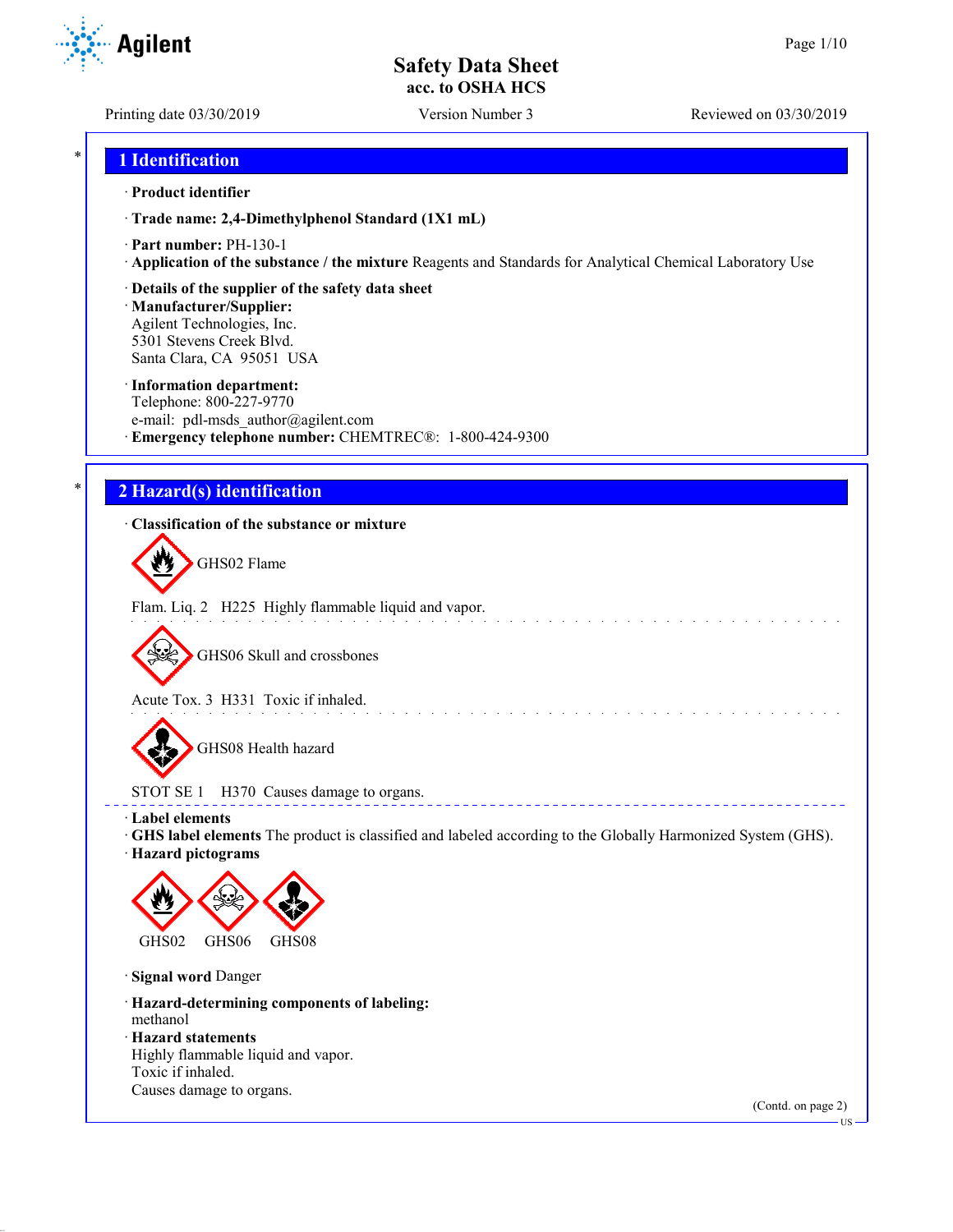# Safety Data Sheet
**acc. to OSHA HCS**

Printing date 03/30/2019 Version Number 3 Reviewed on 03/30/2019

## 1 Identification

· **Product identifier**

· **Trade name: 2,4-Dimethylphenol Standard (1X1 mL)**

· **Part number:** PH-130-1
· **Application of the substance / the mixture** Reagents and Standards for Analytical Chemical Laboratory Use

· **Details of the supplier of the safety data sheet**
· **Manufacturer/Supplier:**
Agilent Technologies, Inc.
5301 Stevens Creek Blvd.
Santa Clara, CA 95051 USA

· **Information department:**
Telephone: 800-227-9770
e-mail: pdl-msds_author@agilent.com
· **Emergency telephone number:** CHEMTREC®: 1-800-424-9300

## 2 Hazard(s) identification

· **Classification of the substance or mixture**

GHS02 Flame

Flam. Liq. 2 H225 Highly flammable liquid and vapor.

GHS06 Skull and crossbones

Acute Tox. 3 H331 Toxic if inhaled.

GHS08 Health hazard

STOT SE 1 H370 Causes damage to organs.

· **Label elements**
· **GHS label elements** The product is classified and labeled according to the Globally Harmonized System (GHS).
· **Hazard pictograms**

GHS02 GHS06 GHS08

· **Signal word** Danger

· **Hazard-determining components of labeling:**
methanol
· **Hazard statements**
Highly flammable liquid and vapor.
Toxic if inhaled.
Causes damage to organs.

(Contd. on page 2)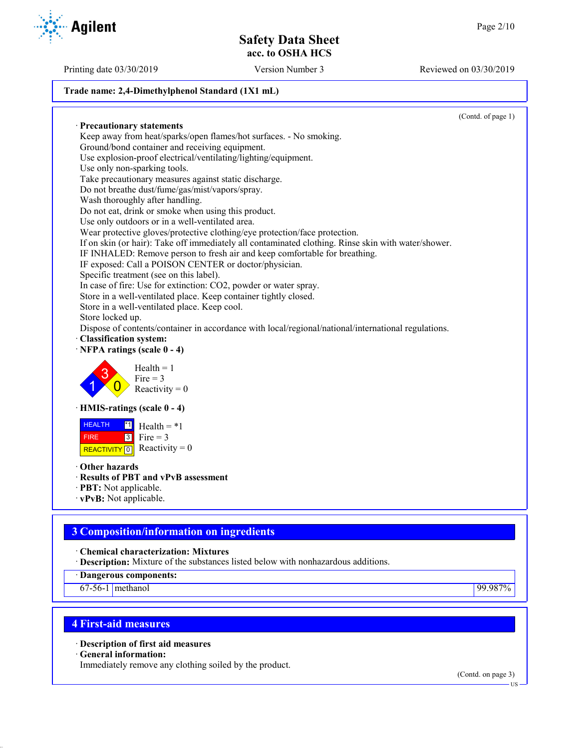**Trade name: 2,4-Dimethylphenol Standard (1X1 mL)**

(Contd. of page 1)

· **Precautionary statements**
Keep away from heat/sparks/open flames/hot surfaces. - No smoking.
Ground/bond container and receiving equipment.
Use explosion-proof electrical/ventilating/lighting/equipment.
Use only non-sparking tools.
Take precautionary measures against static discharge.
Do not breathe dust/fume/gas/mist/vapors/spray.
Wash thoroughly after handling.
Do not eat, drink or smoke when using this product.
Use only outdoors or in a well-ventilated area.
Wear protective gloves/protective clothing/eye protection/face protection.
If on skin (or hair): Take off immediately all contaminated clothing. Rinse skin with water/shower.
IF INHALED: Remove person to fresh air and keep comfortable for breathing.
IF exposed: Call a POISON CENTER or doctor/physician.
Specific treatment (see on this label).
In case of fire: Use for extinction: $CO_2$, powder or water spray.
Store in a well-ventilated place. Keep container tightly closed.
Store in a well-ventilated place. Keep cool.
Store locked up.
Dispose of contents/container in accordance with local/regional/national/international regulations.

· **Classification system:**
· **NFPA ratings (scale 0 - 4)**

Health = 1
Fire = 3
Reactivity = 0

· **HMIS-ratings (scale 0 - 4)**

| | | |
|---|---|---|
| HEALTH | *1 | Health = *1 |
| FIRE | 3 | Fire = 3 |
| REACTIVITY | 0 | Reactivity = 0 |

· **Other hazards**
· **Results of PBT and vPvB assessment**
· **PBT:** Not applicable.
· **vPvB:** Not applicable.

## 3 Composition/information on ingredients

· **Chemical characterization: Mixtures**
· **Description:** Mixture of the substances listed below with nonhazardous additions.

| · Dangerous components: | | |
|---|---|---|
| 67-56-1 | methanol | 99.987% |

## 4 First-aid measures

· **Description of first aid measures**
· **General information:**
Immediately remove any clothing soiled by the product.

(Contd. on page 3)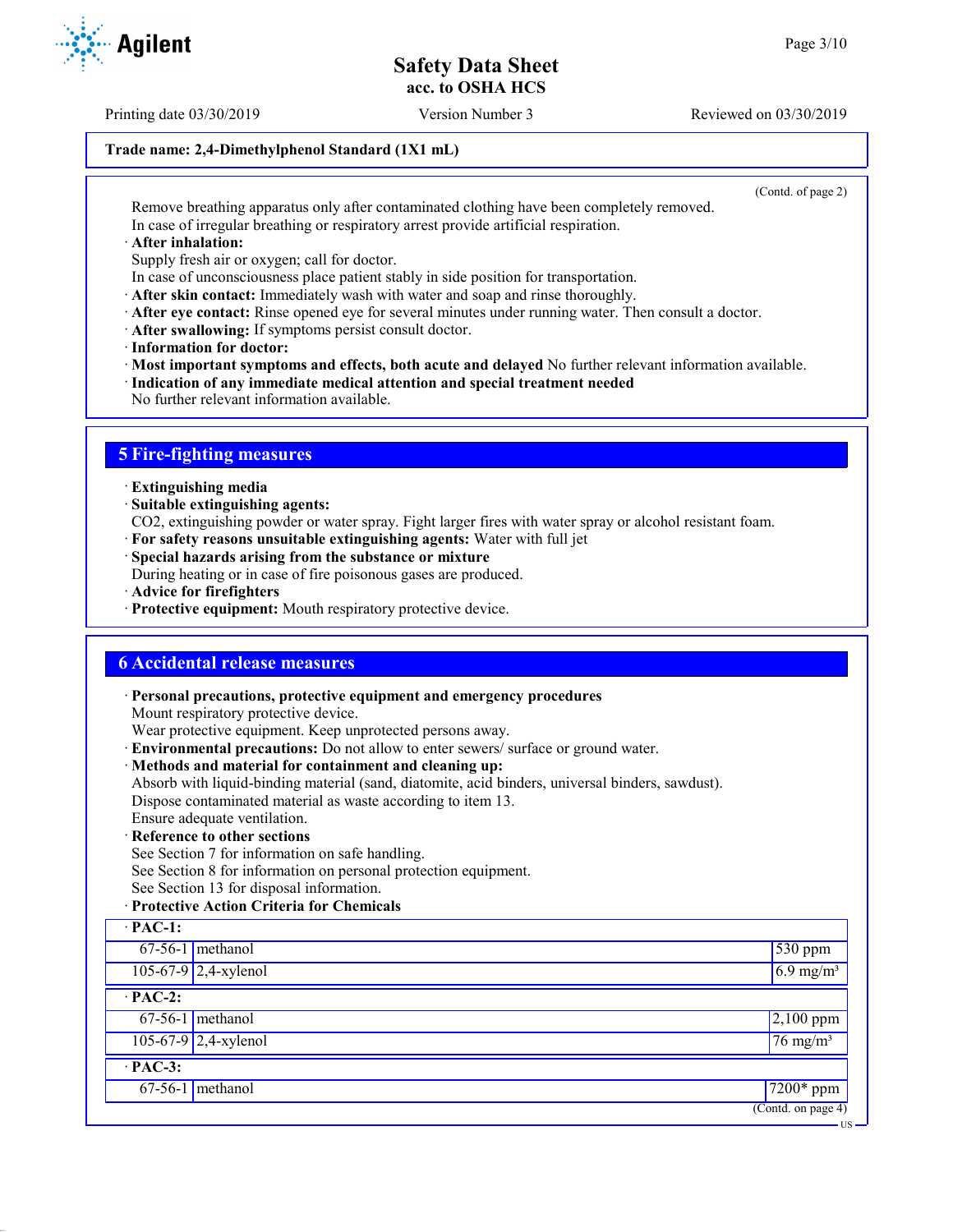**Trade name: 2,4-Dimethylphenol Standard (1X1 mL)**

(Contd. of page 2)

Remove breathing apparatus only after contaminated clothing have been completely removed.
In case of irregular breathing or respiratory arrest provide artificial respiration.

· **After inhalation:**
Supply fresh air or oxygen; call for doctor.
In case of unconsciousness place patient stably in side position for transportation.
· **After skin contact:** Immediately wash with water and soap and rinse thoroughly.
· **After eye contact:** Rinse opened eye for several minutes under running water. Then consult a doctor.
· **After swallowing:** If symptoms persist consult doctor.
· **Information for doctor:**
· **Most important symptoms and effects, both acute and delayed** No further relevant information available.
· **Indication of any immediate medical attention and special treatment needed**
No further relevant information available.

## 5 Fire-fighting measures

· **Extinguishing media**
· **Suitable extinguishing agents:**
CO2, extinguishing powder or water spray. Fight larger fires with water spray or alcohol resistant foam.
· **For safety reasons unsuitable extinguishing agents:** Water with full jet
· **Special hazards arising from the substance or mixture**
During heating or in case of fire poisonous gases are produced.
· **Advice for firefighters**
· **Protective equipment:** Mouth respiratory protective device.

## 6 Accidental release measures

· **Personal precautions, protective equipment and emergency procedures**
Mount respiratory protective device.
Wear protective equipment. Keep unprotected persons away.
· **Environmental precautions:** Do not allow to enter sewers/ surface or ground water.
· **Methods and material for containment and cleaning up:**
Absorb with liquid-binding material (sand, diatomite, acid binders, universal binders, sawdust).
Dispose contaminated material as waste according to item 13.
Ensure adequate ventilation.
· **Reference to other sections**
See Section 7 for information on safe handling.
See Section 8 for information on personal protection equipment.
See Section 13 for disposal information.
· **Protective Action Criteria for Chemicals**

| · **PAC-1:** | | |
|---|---|---|
| 67-56-1 | methanol | 530 ppm |
| 105-67-9 | 2,4-xylenol | 6.9 mg/m³ |
| · **PAC-2:** | | |
| 67-56-1 | methanol | 2,100 ppm |
| 105-67-9 | 2,4-xylenol | 76 mg/m³ |
| · **PAC-3:** | | |
| 67-56-1 | methanol | 7200* ppm |

(Contd. on page 4)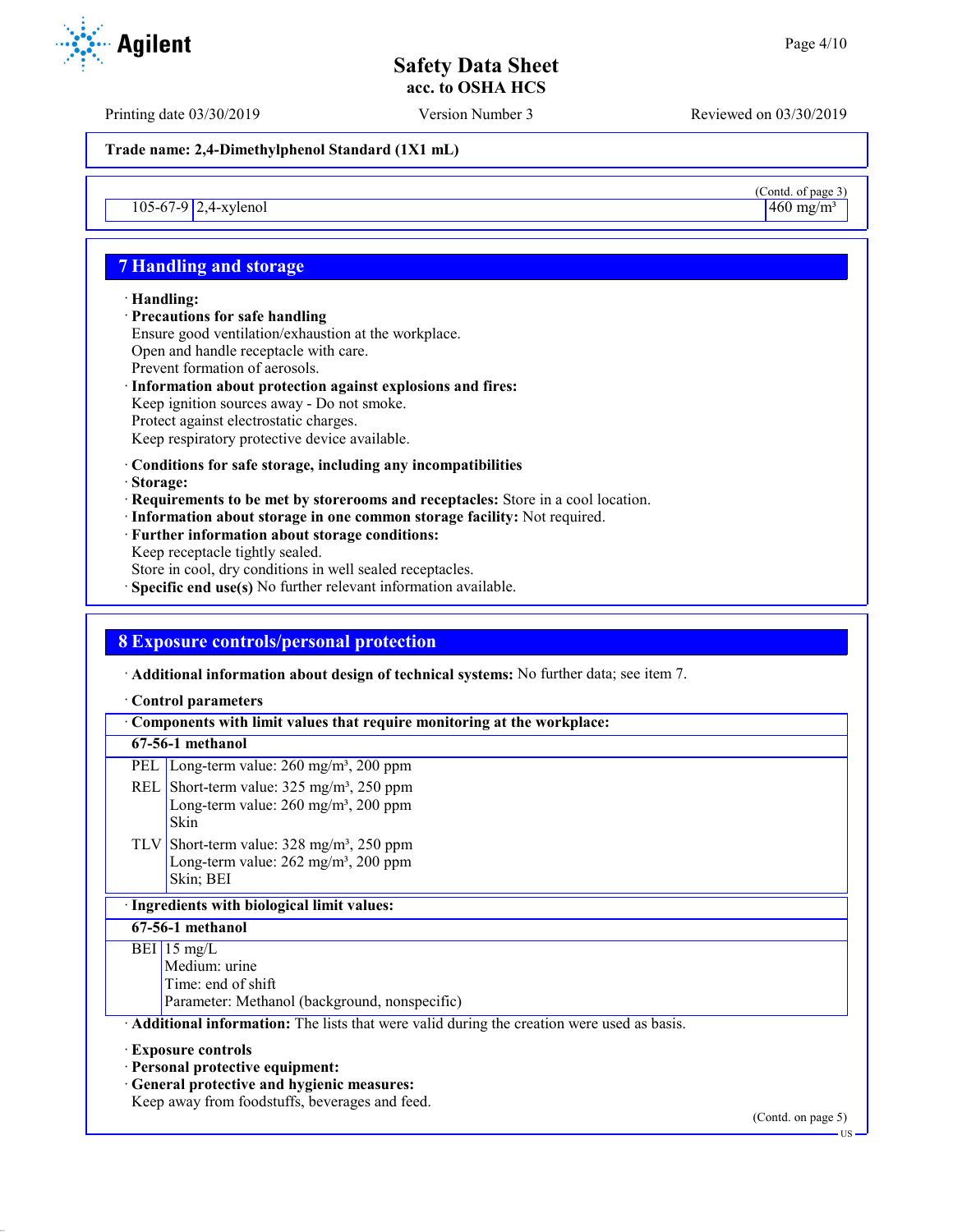Trade name: 2,4-Dimethylphenol Standard (1X1 mL)

(Contd. of page 3)

| | | |
|---|---|---|
| 105-67-9 | 2,4-xylenol | 460 mg/m³ |

## 7 Handling and storage

· **Handling:**
· **Precautions for safe handling**
Ensure good ventilation/exhaustion at the workplace.
Open and handle receptacle with care.
Prevent formation of aerosols.
· **Information about protection against explosions and fires:**
Keep ignition sources away - Do not smoke.
Protect against electrostatic charges.
Keep respiratory protective device available.

· **Conditions for safe storage, including any incompatibilities**
· **Storage:**
· **Requirements to be met by storerooms and receptacles:** Store in a cool location.
· **Information about storage in one common storage facility:** Not required.
· **Further information about storage conditions:**
Keep receptacle tightly sealed.
Store in cool, dry conditions in well sealed receptacles.
· **Specific end use(s)** No further relevant information available.

## 8 Exposure controls/personal protection

· **Additional information about design of technical systems:** No further data; see item 7.

· **Control parameters**

| · Components with limit values that require monitoring at the workplace: | |
|---|---|
| **67-56-1 methanol** | |
| PEL | Long-term value: 260 mg/m³, 200 ppm |
| REL | Short-term value: 325 mg/m³, 250 ppm<br>Long-term value: 260 mg/m³, 200 ppm<br>Skin |
| TLV | Short-term value: 328 mg/m³, 250 ppm<br>Long-term value: 262 mg/m³, 200 ppm<br>Skin; BEI |

| · Ingredients with biological limit values: | |
|---|---|
| **67-56-1 methanol** | |
| BEI | 15 mg/L<br>Medium: urine<br>Time: end of shift<br>Parameter: Methanol (background, nonspecific) |

· **Additional information:** The lists that were valid during the creation were used as basis.

· **Exposure controls**
· **Personal protective equipment:**
· **General protective and hygienic measures:**
Keep away from foodstuffs, beverages and feed.

(Contd. on page 5)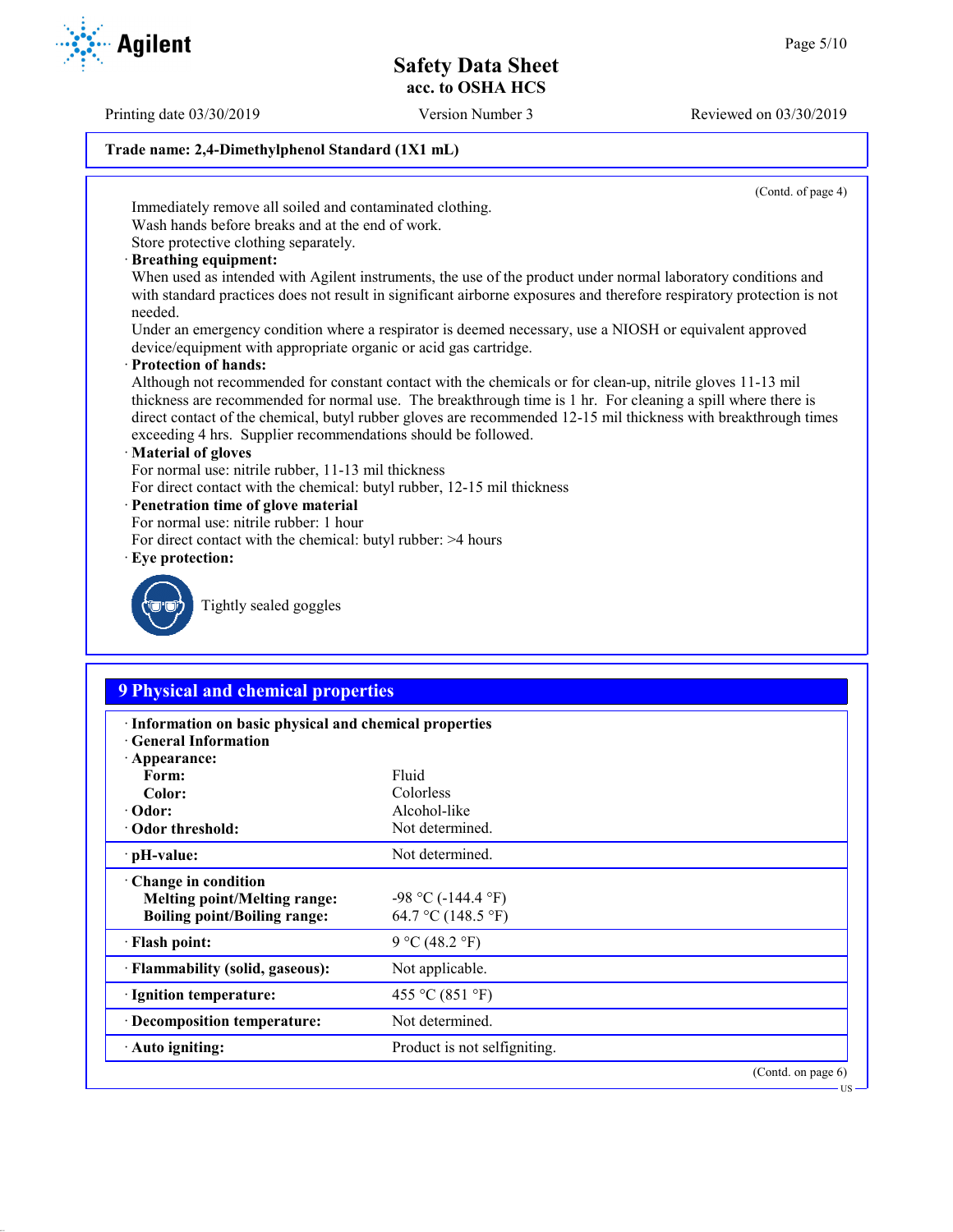Trade name: 2,4-Dimethylphenol Standard (1X1 mL)

(Contd. of page 4)

Immediately remove all soiled and contaminated clothing.
Wash hands before breaks and at the end of work.
Store protective clothing separately.

· **Breathing equipment:**
When used as intended with Agilent instruments, the use of the product under normal laboratory conditions and with standard practices does not result in significant airborne exposures and therefore respiratory protection is not needed.
Under an emergency condition where a respirator is deemed necessary, use a NIOSH or equivalent approved device/equipment with appropriate organic or acid gas cartridge.

· **Protection of hands:**
Although not recommended for constant contact with the chemicals or for clean-up, nitrile gloves 11-13 mil thickness are recommended for normal use. The breakthrough time is 1 hr. For cleaning a spill where there is direct contact of the chemical, butyl rubber gloves are recommended 12-15 mil thickness with breakthrough times exceeding 4 hrs. Supplier recommendations should be followed.

· **Material of gloves**
For normal use: nitrile rubber, 11-13 mil thickness
For direct contact with the chemical: butyl rubber, 12-15 mil thickness

· **Penetration time of glove material**
For normal use: nitrile rubber: 1 hour
For direct contact with the chemical: butyl rubber: >4 hours

· **Eye protection:**
Tightly sealed goggles

## 9 Physical and chemical properties

· **Information on basic physical and chemical properties**
· **General Information**

| | |
|---|---|
| · **Appearance:** | |
| **Form:** | Fluid |
| **Color:** | Colorless |
| · **Odor:** | Alcohol-like |
| · **Odor threshold:** | Not determined. |
| · **pH-value:** | Not determined. |
| · **Change in condition** | |
| **Melting point/Melting range:** | -98 °C (-144.4 °F) |
| **Boiling point/Boiling range:** | 64.7 °C (148.5 °F) |
| · **Flash point:** | 9 °C (48.2 °F) |
| · **Flammability (solid, gaseous):** | Not applicable. |
| · **Ignition temperature:** | 455 °C (851 °F) |
| · **Decomposition temperature:** | Not determined. |
| · **Auto igniting:** | Product is not selfigniting. |

(Contd. on page 6)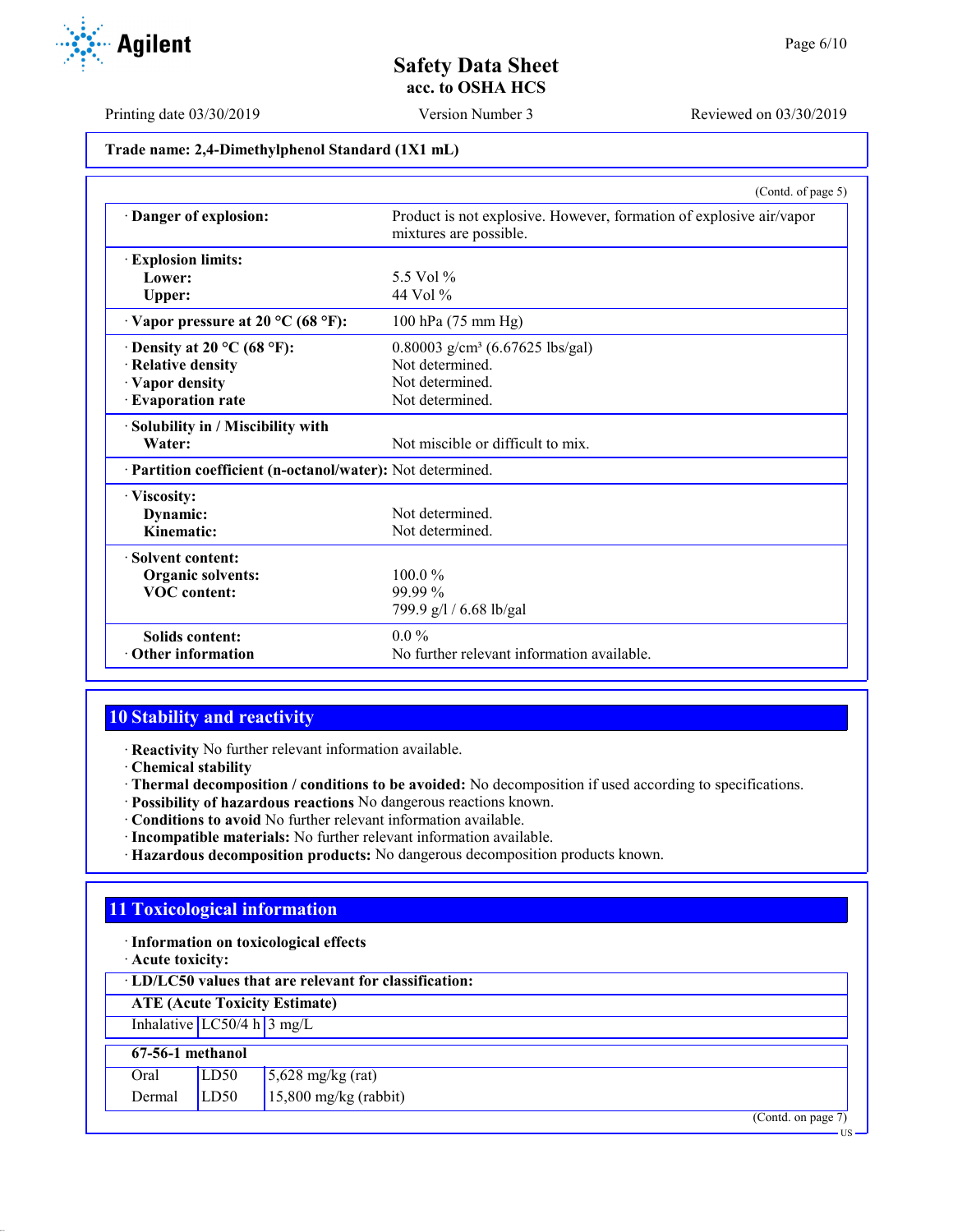Trade name: 2,4-Dimethylphenol Standard (1X1 mL)

(Contd. of page 5)

| | |
|---|---|
| · **Danger of explosion:** | Product is not explosive. However, formation of explosive air/vapor mixtures are possible. |
| · **Explosion limits:** | |
| **Lower:** | 5.5 Vol % |
| **Upper:** | 44 Vol % |
| · **Vapor pressure at 20 °C (68 °F):** | 100 hPa (75 mm Hg) |
| · **Density at 20 °C (68 °F):** | 0.80003 g/cm³ (6.67625 lbs/gal) |
| · **Relative density** | Not determined. |
| · **Vapor density** | Not determined. |
| · **Evaporation rate** | Not determined. |
| · **Solubility in / Miscibility with** | |
| **Water:** | Not miscible or difficult to mix. |
| · **Partition coefficient (n-octanol/water):** | Not determined. |
| · **Viscosity:** | |
| **Dynamic:** | Not determined. |
| **Kinematic:** | Not determined. |
| · **Solvent content:** | |
| **Organic solvents:** | 100.0 % |
| **VOC content:** | 99.99 % |
| | 799.9 g/l / 6.68 lb/gal |
| **Solids content:** | 0.0 % |
| · **Other information** | No further relevant information available. |

## 10 Stability and reactivity

· **Reactivity** No further relevant information available.
· **Chemical stability**
· **Thermal decomposition / conditions to be avoided:** No decomposition if used according to specifications.
· **Possibility of hazardous reactions** No dangerous reactions known.
· **Conditions to avoid** No further relevant information available.
· **Incompatible materials:** No further relevant information available.
· **Hazardous decomposition products:** No dangerous decomposition products known.

## 11 Toxicological information

· **Information on toxicological effects**
· **Acute toxicity:**

· **LD/LC50 values that are relevant for classification:**

| **ATE (Acute Toxicity Estimate)** | | |
|---|---|---|
| Inhalative | LC50/4 h | 3 mg/L |
| **67-56-1 methanol** | | |
| Oral | LD50 | 5,628 mg/kg (rat) |
| Dermal | LD50 | 15,800 mg/kg (rabbit) |

(Contd. on page 7)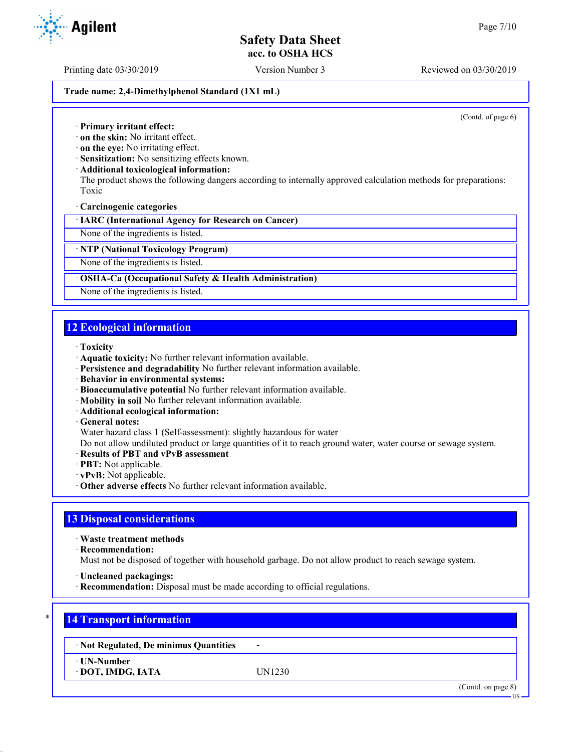Trade name: 2,4-Dimethylphenol Standard (1X1 mL)

(Contd. of page 6)

· **Primary irritant effect:**
· **on the skin:** No irritant effect.
· **on the eye:** No irritating effect.
· **Sensitization:** No sensitizing effects known.
· **Additional toxicological information:**
The product shows the following dangers according to internally approved calculation methods for preparations:
Toxic

· **Carcinogenic categories**

| · IARC (International Agency for Research on Cancer) |
|---|
| None of the ingredients is listed. |

| · NTP (National Toxicology Program) |
|---|
| None of the ingredients is listed. |

| · OSHA-Ca (Occupational Safety & Health Administration) |
|---|
| None of the ingredients is listed. |

## 12 Ecological information

· **Toxicity**
· **Aquatic toxicity:** No further relevant information available.
· **Persistence and degradability** No further relevant information available.
· **Behavior in environmental systems:**
· **Bioaccumulative potential** No further relevant information available.
· **Mobility in soil** No further relevant information available.
· **Additional ecological information:**
· **General notes:**
Water hazard class 1 (Self-assessment): slightly hazardous for water
Do not allow undiluted product or large quantities of it to reach ground water, water course or sewage system.
· **Results of PBT and vPvB assessment**
· **PBT:** Not applicable.
· **vPvB:** Not applicable.
· **Other adverse effects** No further relevant information available.

## 13 Disposal considerations

· **Waste treatment methods**
· **Recommendation:**
Must not be disposed of together with household garbage. Do not allow product to reach sewage system.

· **Uncleaned packagings:**
· **Recommendation:** Disposal must be made according to official regulations.

## 14 Transport information

| · Not Regulated, De minimus Quantities | - |
|---|---|
| · UN-Number<br>· DOT, IMDG, IATA | UN1230 |

(Contd. on page 8)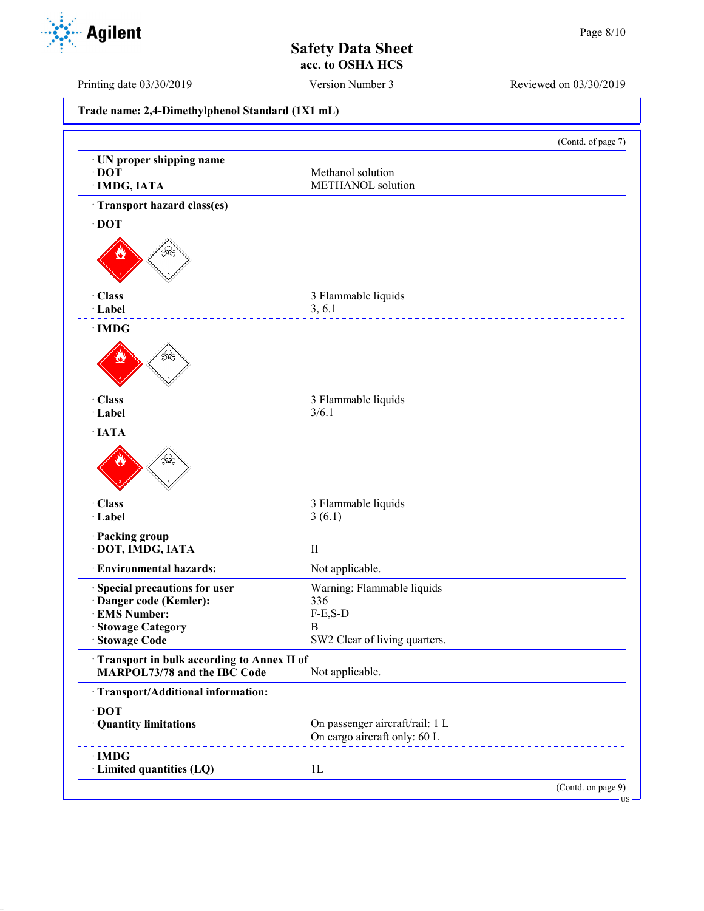**Trade name: 2,4-Dimethylphenol Standard (1X1 mL)**

(Contd. of page 7)

| | |
|---|---|
| · **UN proper shipping name** | |
| · **DOT** | Methanol solution |
| · **IMDG, IATA** | METHANOL solution |

· **Transport hazard class(es)**

· **DOT**

| | |
|---|---|
| · **Class** | 3 Flammable liquids |
| · **Label** | 3, 6.1 |

· **IMDG**

| | |
|---|---|
| · **Class** | 3 Flammable liquids |
| · **Label** | 3/6.1 |

· **IATA**

| | |
|---|---|
| · **Class** | 3 Flammable liquids |
| · **Label** | 3 (6.1) |

| | |
|---|---|
| · **Packing group** | |
| · **DOT, IMDG, IATA** | II |
| · **Environmental hazards:** | Not applicable. |
| · **Special precautions for user** | Warning: Flammable liquids |
| · **Danger code (Kemler):** | 336 |
| · **EMS Number:** | F-E,S-D |
| · **Stowage Category** | B |
| · **Stowage Code** | SW2 Clear of living quarters. |
| · **Transport in bulk according to Annex II of MARPOL73/78 and the IBC Code** | Not applicable. |

· **Transport/Additional information:**

· **DOT**

| | |
|---|---|
| · **Quantity limitations** | On passenger aircraft/rail: 1 L<br>On cargo aircraft only: 60 L |

· **IMDG**

| | |
|---|---|
| · **Limited quantities (LQ)** | 1L |

(Contd. on page 9)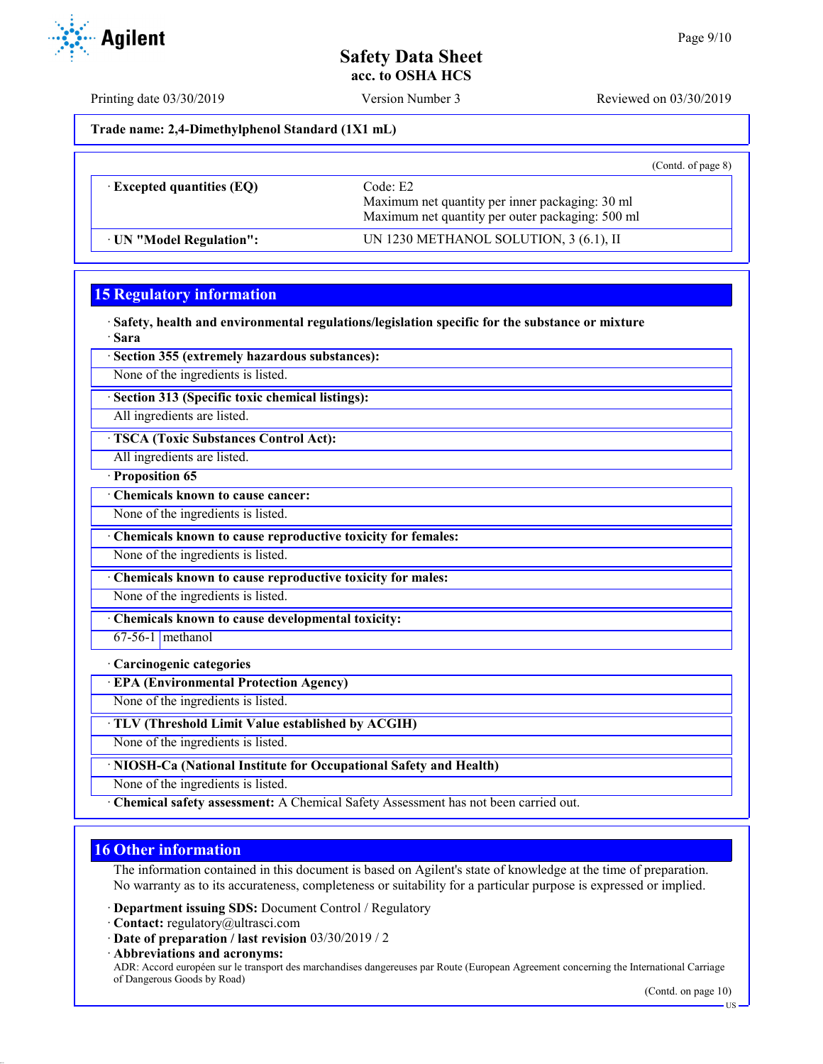Trade name: 2,4-Dimethylphenol Standard (1X1 mL)

(Contd. of page 8)

| | |
|---|---|
| · **Excepted quantities (EQ)** | Code: E2<br>Maximum net quantity per inner packaging: 30 ml<br>Maximum net quantity per outer packaging: 500 ml |
| · **UN "Model Regulation":** | UN 1230 METHANOL SOLUTION, 3 (6.1), II |

## 15 Regulatory information

· **Safety, health and environmental regulations/legislation specific for the substance or mixture**

· **Sara**

· **Section 355 (extremely hazardous substances):**

None of the ingredients is listed.

· **Section 313 (Specific toxic chemical listings):**

All ingredients are listed.

· **TSCA (Toxic Substances Control Act):**

All ingredients are listed.

· **Proposition 65**

· **Chemicals known to cause cancer:**

None of the ingredients is listed.

· **Chemicals known to cause reproductive toxicity for females:**

None of the ingredients is listed.

· **Chemicals known to cause reproductive toxicity for males:**

None of the ingredients is listed.

· **Chemicals known to cause developmental toxicity:**

| | |
|---|---|
| 67-56-1 | methanol |

· **Carcinogenic categories**

· **EPA (Environmental Protection Agency)**

None of the ingredients is listed.

· **TLV (Threshold Limit Value established by ACGIH)**

None of the ingredients is listed.

· **NIOSH-Ca (National Institute for Occupational Safety and Health)**

None of the ingredients is listed.

· **Chemical safety assessment:** A Chemical Safety Assessment has not been carried out.

## 16 Other information

The information contained in this document is based on Agilent's state of knowledge at the time of preparation. No warranty as to its accurateness, completeness or suitability for a particular purpose is expressed or implied.

· **Department issuing SDS:** Document Control / Regulatory
· **Contact:** regulatory@ultrasci.com
· **Date of preparation / last revision** 03/30/2019 / 2
· **Abbreviations and acronyms:**

ADR: Accord européen sur le transport des marchandises dangereuses par Route (European Agreement concerning the International Carriage of Dangerous Goods by Road)

(Contd. on page 10)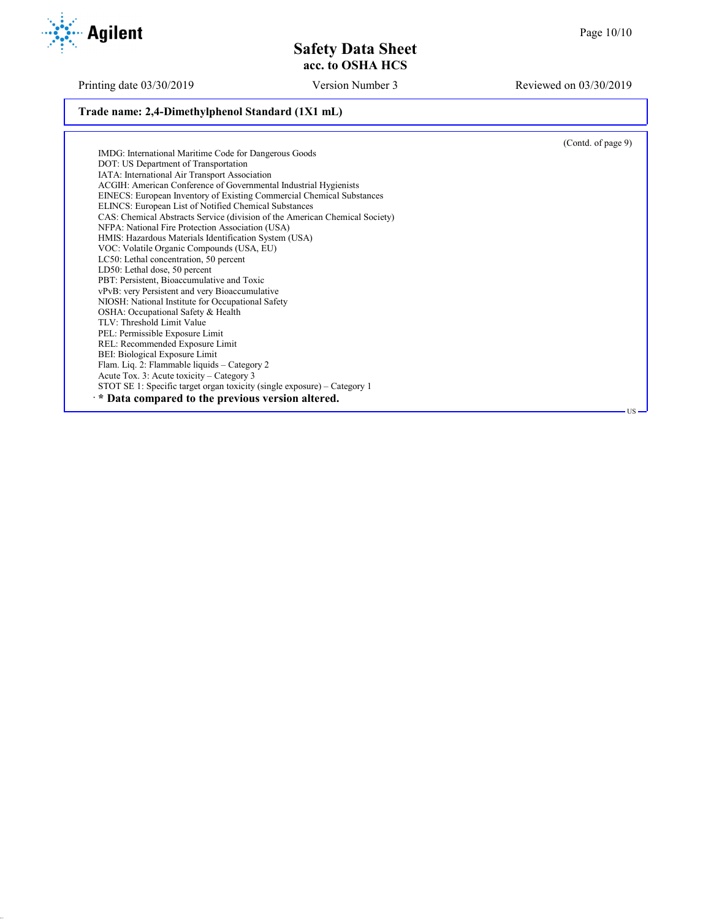**Trade name: 2,4-Dimethylphenol Standard (1X1 mL)**

(Contd. of page 9)

IMDG: International Maritime Code for Dangerous Goods
DOT: US Department of Transportation
IATA: International Air Transport Association
ACGIH: American Conference of Governmental Industrial Hygienists
EINECS: European Inventory of Existing Commercial Chemical Substances
ELINCS: European List of Notified Chemical Substances
CAS: Chemical Abstracts Service (division of the American Chemical Society)
NFPA: National Fire Protection Association (USA)
HMIS: Hazardous Materials Identification System (USA)
VOC: Volatile Organic Compounds (USA, EU)
LC50: Lethal concentration, 50 percent
LD50: Lethal dose, 50 percent
PBT: Persistent, Bioaccumulative and Toxic
vPvB: very Persistent and very Bioaccumulative
NIOSH: National Institute for Occupational Safety
OSHA: Occupational Safety & Health
TLV: Threshold Limit Value
PEL: Permissible Exposure Limit
REL: Recommended Exposure Limit
BEI: Biological Exposure Limit
Flam. Liq. 2: Flammable liquids – Category 2
Acute Tox. 3: Acute toxicity – Category 3
STOT SE 1: Specific target organ toxicity (single exposure) – Category 1

· **\* Data compared to the previous version altered.**

US